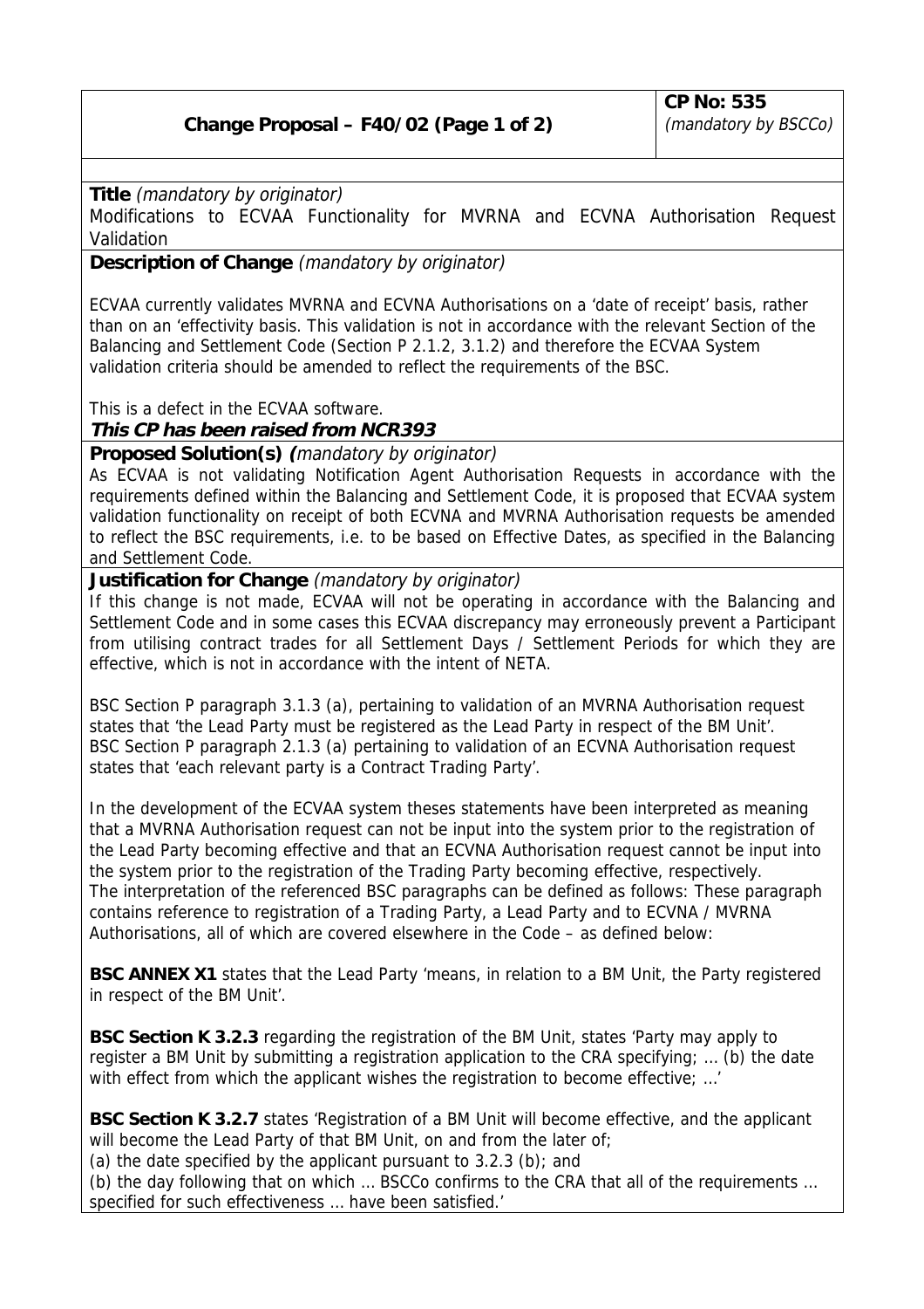| Change Proposal – F40/02 (Page 1 of 2) | CP No: 535 *(mandatory by BSCCo)* |
|---|---|

**Title** *(mandatory by originator)*

Modifications to ECVAA Functionality for MVRNA and ECVNA Authorisation Request Validation

**Description of Change** *(mandatory by originator)*

ECVAA currently validates MVRNA and ECVNA Authorisations on a 'date of receipt' basis, rather than on an 'effectivity basis. This validation is not in accordance with the relevant Section of the Balancing and Settlement Code (Section P 2.1.2, 3.1.2) and therefore the ECVAA System validation criteria should be amended to reflect the requirements of the BSC.

This is a defect in the ECVAA software.

***This CP has been raised from NCR393***

**Proposed Solution(s)** *(mandatory by originator)*

As ECVAA is not validating Notification Agent Authorisation Requests in accordance with the requirements defined within the Balancing and Settlement Code, it is proposed that ECVAA system validation functionality on receipt of both ECVNA and MVRNA Authorisation requests be amended to reflect the BSC requirements, i.e. to be based on Effective Dates, as specified in the Balancing and Settlement Code.

**Justification for Change** *(mandatory by originator)*

If this change is not made, ECVAA will not be operating in accordance with the Balancing and Settlement Code and in some cases this ECVAA discrepancy may erroneously prevent a Participant from utilising contract trades for all Settlement Days / Settlement Periods for which they are effective, which is not in accordance with the intent of NETA.

BSC Section P paragraph 3.1.3 (a), pertaining to validation of an MVRNA Authorisation request states that 'the Lead Party must be registered as the Lead Party in respect of the BM Unit'.
BSC Section P paragraph 2.1.3 (a) pertaining to validation of an ECVNA Authorisation request states that 'each relevant party is a Contract Trading Party'.

In the development of the ECVAA system theses statements have been interpreted as meaning that a MVRNA Authorisation request can not be input into the system prior to the registration of the Lead Party becoming effective and that an ECVNA Authorisation request cannot be input into the system prior to the registration of the Trading Party becoming effective, respectively.
The interpretation of the referenced BSC paragraphs can be defined as follows: These paragraph contains reference to registration of a Trading Party, a Lead Party and to ECVNA / MVRNA Authorisations, all of which are covered elsewhere in the Code – as defined below:

**BSC ANNEX X1** states that the Lead Party 'means, in relation to a BM Unit, the Party registered in respect of the BM Unit'.

**BSC Section K 3.2.3** regarding the registration of the BM Unit, states 'Party may apply to register a BM Unit by submitting a registration application to the CRA specifying; … (b) the date with effect from which the applicant wishes the registration to become effective; …'

**BSC Section K 3.2.7** states 'Registration of a BM Unit will become effective, and the applicant will become the Lead Party of that BM Unit, on and from the later of;
(a) the date specified by the applicant pursuant to 3.2.3 (b); and
(b) the day following that on which … BSCCo confirms to the CRA that all of the requirements … specified for such effectiveness … have been satisfied.'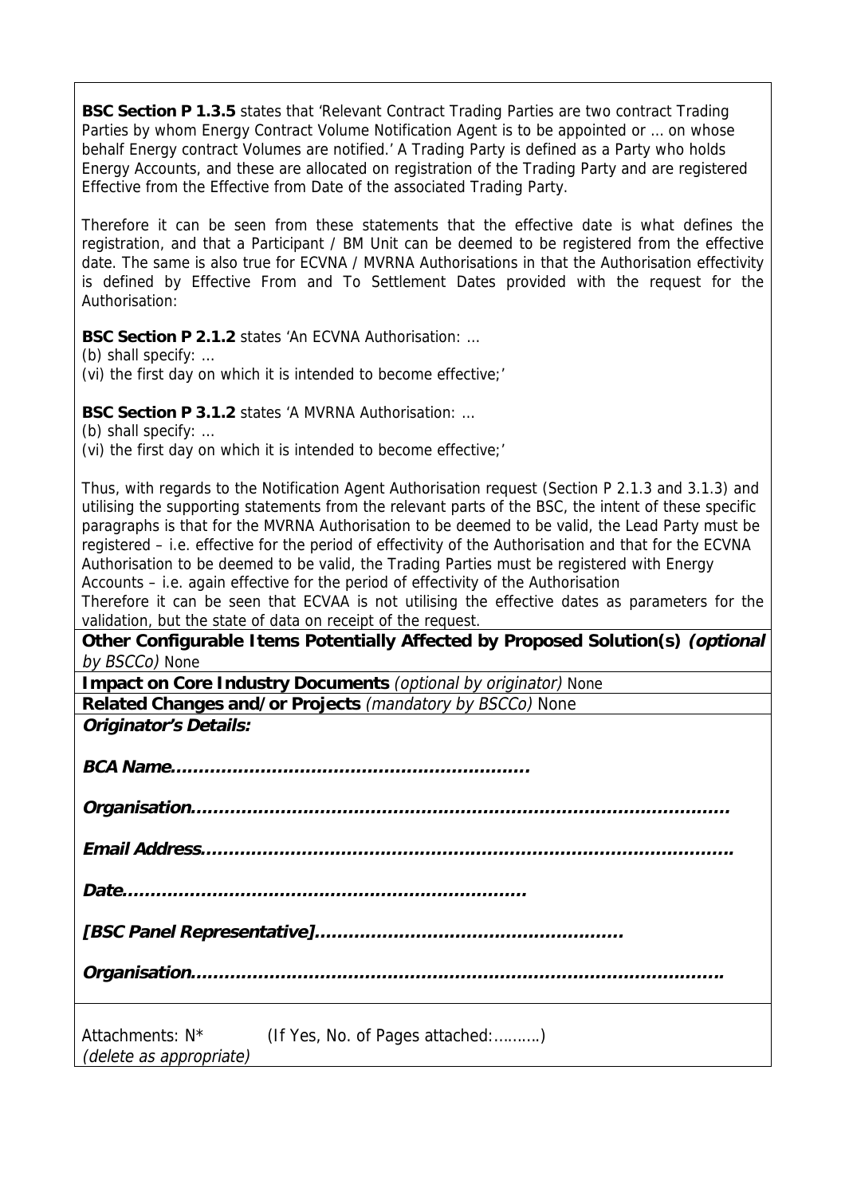**BSC Section P 1.3.5** states that 'Relevant Contract Trading Parties are two contract Trading Parties by whom Energy Contract Volume Notification Agent is to be appointed or … on whose behalf Energy contract Volumes are notified.' A Trading Party is defined as a Party who holds Energy Accounts, and these are allocated on registration of the Trading Party and are registered Effective from the Effective from Date of the associated Trading Party.

Therefore it can be seen from these statements that the effective date is what defines the registration, and that a Participant / BM Unit can be deemed to be registered from the effective date. The same is also true for ECVNA / MVRNA Authorisations in that the Authorisation effectivity is defined by Effective From and To Settlement Dates provided with the request for the Authorisation:

**BSC Section P 2.1.2** states 'An ECVNA Authorisation: …
(b) shall specify: …
(vi) the first day on which it is intended to become effective;'

**BSC Section P 3.1.2** states 'A MVRNA Authorisation: …
(b) shall specify: …
(vi) the first day on which it is intended to become effective;'

Thus, with regards to the Notification Agent Authorisation request (Section P 2.1.3 and 3.1.3) and utilising the supporting statements from the relevant parts of the BSC, the intent of these specific paragraphs is that for the MVRNA Authorisation to be deemed to be valid, the Lead Party must be registered – i.e. effective for the period of effectivity of the Authorisation and that for the ECVNA Authorisation to be deemed to be valid, the Trading Parties must be registered with Energy Accounts – i.e. again effective for the period of effectivity of the Authorisation
Therefore it can be seen that ECVAA is not utilising the effective dates as parameters for the validation, but the state of data on receipt of the request.

**Other Configurable Items Potentially Affected by Proposed Solution(s)** ***(optional** by BSCCo)* None

**Impact on Core Industry Documents** *(optional by originator)* None

**Related Changes and/or Projects** *(mandatory by BSCCo)* None

***Originator's Details:***

***BCA Name……………………………………………………***

***Organisation…………………………………………………………………………***

***Email Address………………………………………………………………………..***

***Date……………………………………………………………***

***[BSC Panel Representative]……………………………………………***

***Organisation………………………………………………………………………….***

Attachments: N* (If Yes, No. of Pages attached:……….)
*(delete as appropriate)*